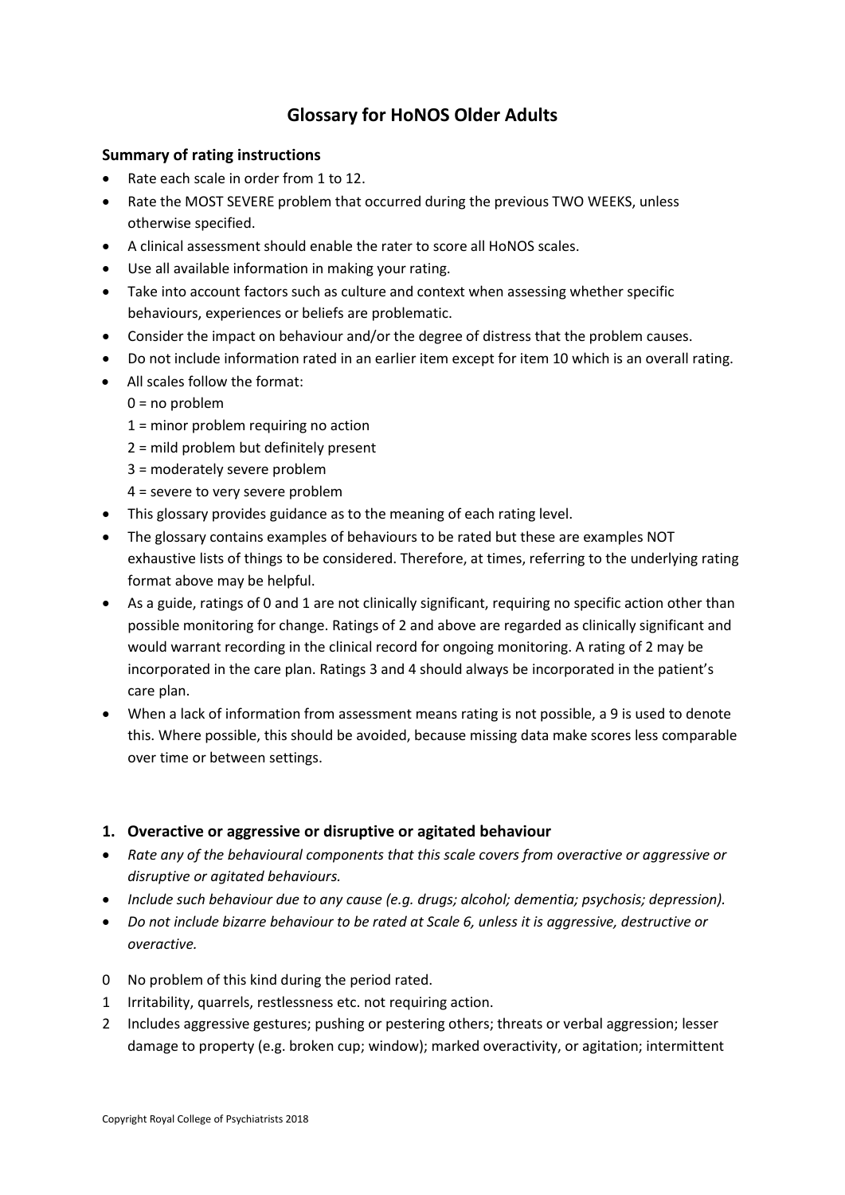# Glossary for HoNOS Older Adults

## Summary of rating instructions

- Rate each scale in order from 1 to 12.
- Rate the MOST SEVERE problem that occurred during the previous TWO WEEKS, unless otherwise specified.
- A clinical assessment should enable the rater to score all HoNOS scales.
- Use all available information in making your rating.
- Take into account factors such as culture and context when assessing whether specific behaviours, experiences or beliefs are problematic.
- Consider the impact on behaviour and/or the degree of distress that the problem causes.
- Do not include information rated in an earlier item except for item 10 which is an overall rating.
- All scales follow the format:
  - 0 = no problem
  - 1 = minor problem requiring no action
  - 2 = mild problem but definitely present
  - 3 = moderately severe problem
  - 4 = severe to very severe problem
- This glossary provides guidance as to the meaning of each rating level.
- The glossary contains examples of behaviours to be rated but these are examples NOT exhaustive lists of things to be considered. Therefore, at times, referring to the underlying rating format above may be helpful.
- As a guide, ratings of 0 and 1 are not clinically significant, requiring no specific action other than possible monitoring for change. Ratings of 2 and above are regarded as clinically significant and would warrant recording in the clinical record for ongoing monitoring. A rating of 2 may be incorporated in the care plan. Ratings 3 and 4 should always be incorporated in the patient's care plan.
- When a lack of information from assessment means rating is not possible, a 9 is used to denote this. Where possible, this should be avoided, because missing data make scores less comparable over time or between settings.

## 1. Overactive or aggressive or disruptive or agitated behaviour

- *Rate any of the behavioural components that this scale covers from overactive or aggressive or disruptive or agitated behaviours.*
- *Include such behaviour due to any cause (e.g. drugs; alcohol; dementia; psychosis; depression).*
- *Do not include bizarre behaviour to be rated at Scale 6, unless it is aggressive, destructive or overactive.*

0 No problem of this kind during the period rated.

1 Irritability, quarrels, restlessness etc. not requiring action.

2 Includes aggressive gestures; pushing or pestering others; threats or verbal aggression; lesser damage to property (e.g. broken cup; window); marked overactivity, or agitation; intermittent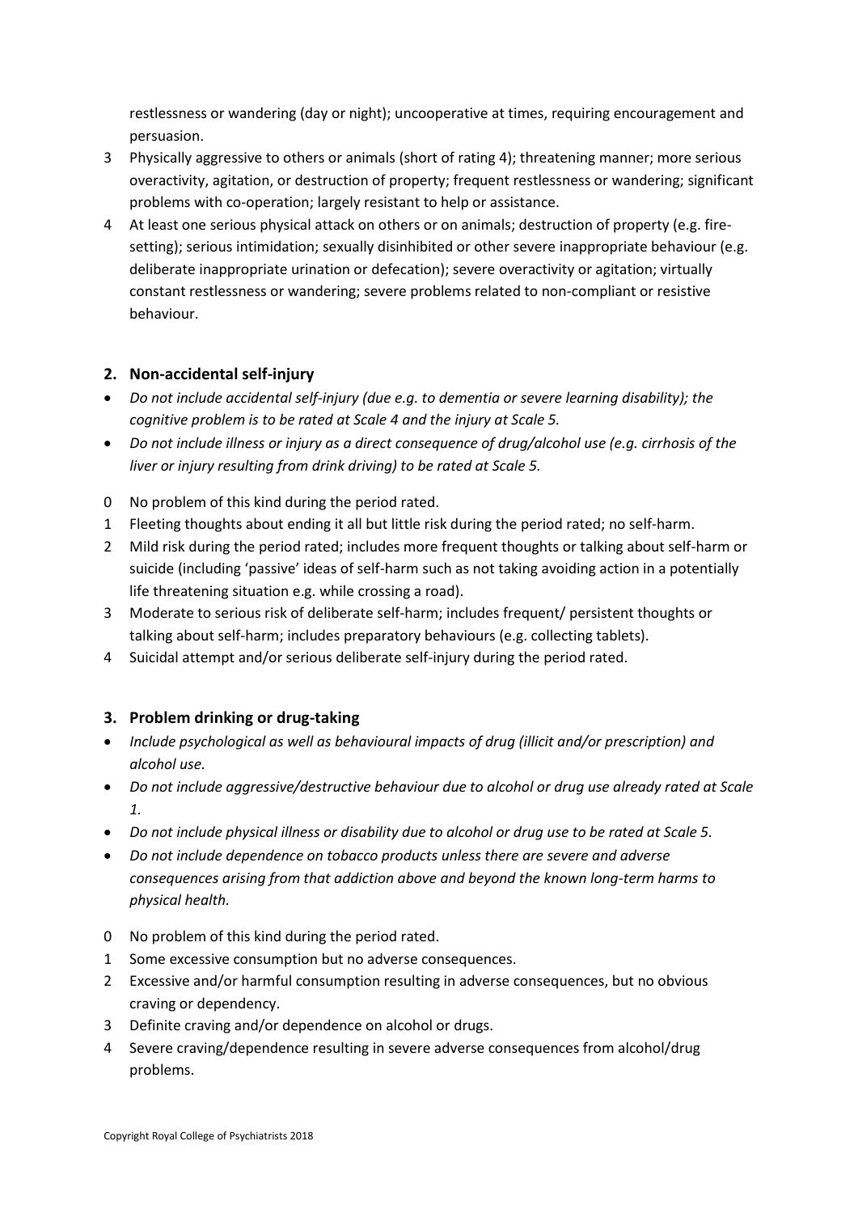restlessness or wandering (day or night); uncooperative at times, requiring encouragement and persuasion.

3 Physically aggressive to others or animals (short of rating 4); threatening manner; more serious overactivity, agitation, or destruction of property; frequent restlessness or wandering; significant problems with co-operation; largely resistant to help or assistance.

4 At least one serious physical attack on others or on animals; destruction of property (e.g. fire-setting); serious intimidation; sexually disinhibited or other severe inappropriate behaviour (e.g. deliberate inappropriate urination or defecation); severe overactivity or agitation; virtually constant restlessness or wandering; severe problems related to non-compliant or resistive behaviour.

## 2. Non-accidental self-injury

- *Do not include accidental self-injury (due e.g. to dementia or severe learning disability); the cognitive problem is to be rated at Scale 4 and the injury at Scale 5.*
- *Do not include illness or injury as a direct consequence of drug/alcohol use (e.g. cirrhosis of the liver or injury resulting from drink driving) to be rated at Scale 5.*

0 No problem of this kind during the period rated.

1 Fleeting thoughts about ending it all but little risk during the period rated; no self-harm.

2 Mild risk during the period rated; includes more frequent thoughts or talking about self-harm or suicide (including 'passive' ideas of self-harm such as not taking avoiding action in a potentially life threatening situation e.g. while crossing a road).

3 Moderate to serious risk of deliberate self-harm; includes frequent/ persistent thoughts or talking about self-harm; includes preparatory behaviours (e.g. collecting tablets).

4 Suicidal attempt and/or serious deliberate self-injury during the period rated.

## 3. Problem drinking or drug-taking

- *Include psychological as well as behavioural impacts of drug (illicit and/or prescription) and alcohol use.*
- *Do not include aggressive/destructive behaviour due to alcohol or drug use already rated at Scale 1.*
- *Do not include physical illness or disability due to alcohol or drug use to be rated at Scale 5.*
- *Do not include dependence on tobacco products unless there are severe and adverse consequences arising from that addiction above and beyond the known long-term harms to physical health.*

0 No problem of this kind during the period rated.

1 Some excessive consumption but no adverse consequences.

2 Excessive and/or harmful consumption resulting in adverse consequences, but no obvious craving or dependency.

3 Definite craving and/or dependence on alcohol or drugs.

4 Severe craving/dependence resulting in severe adverse consequences from alcohol/drug problems.

Copyright Royal College of Psychiatrists 2018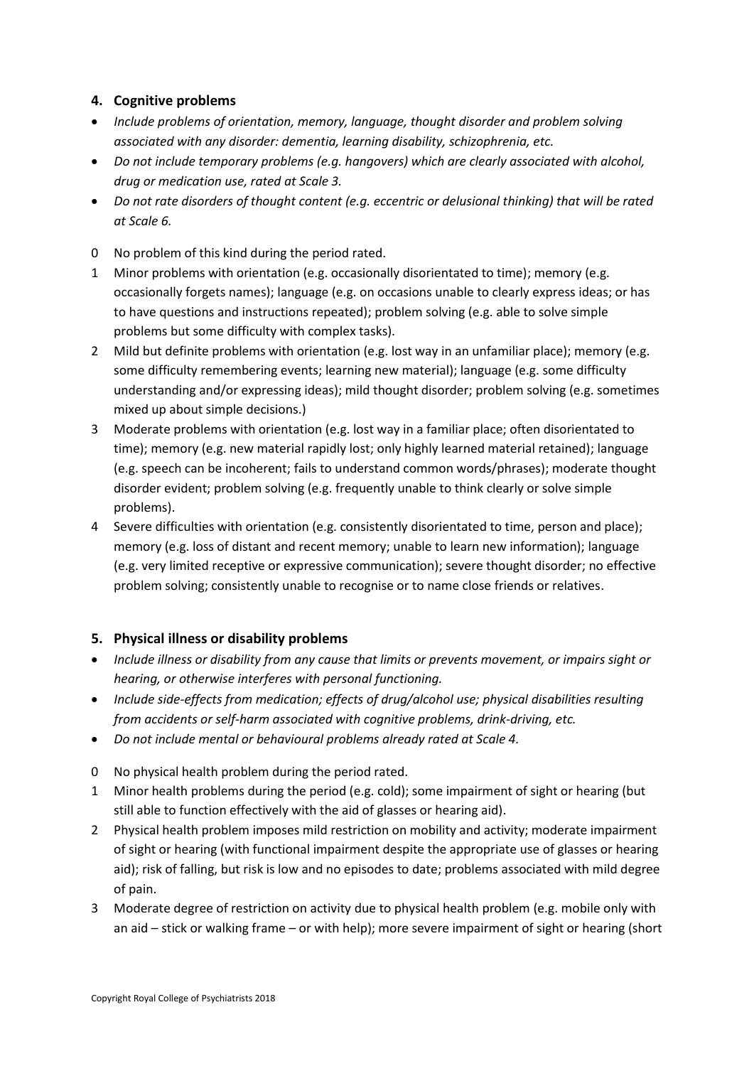### 4. Cognitive problems

- *Include problems of orientation, memory, language, thought disorder and problem solving associated with any disorder: dementia, learning disability, schizophrenia, etc.*
- *Do not include temporary problems (e.g. hangovers) which are clearly associated with alcohol, drug or medication use, rated at Scale 3.*
- *Do not rate disorders of thought content (e.g. eccentric or delusional thinking) that will be rated at Scale 6.*

0 No problem of this kind during the period rated.

1 Minor problems with orientation (e.g. occasionally disorientated to time); memory (e.g. occasionally forgets names); language (e.g. on occasions unable to clearly express ideas; or has to have questions and instructions repeated); problem solving (e.g. able to solve simple problems but some difficulty with complex tasks).

2 Mild but definite problems with orientation (e.g. lost way in an unfamiliar place); memory (e.g. some difficulty remembering events; learning new material); language (e.g. some difficulty understanding and/or expressing ideas); mild thought disorder; problem solving (e.g. sometimes mixed up about simple decisions.)

3 Moderate problems with orientation (e.g. lost way in a familiar place; often disorientated to time); memory (e.g. new material rapidly lost; only highly learned material retained); language (e.g. speech can be incoherent; fails to understand common words/phrases); moderate thought disorder evident; problem solving (e.g. frequently unable to think clearly or solve simple problems).

4 Severe difficulties with orientation (e.g. consistently disorientated to time, person and place); memory (e.g. loss of distant and recent memory; unable to learn new information); language (e.g. very limited receptive or expressive communication); severe thought disorder; no effective problem solving; consistently unable to recognise or to name close friends or relatives.

### 5. Physical illness or disability problems

- *Include illness or disability from any cause that limits or prevents movement, or impairs sight or hearing, or otherwise interferes with personal functioning.*
- *Include side-effects from medication; effects of drug/alcohol use; physical disabilities resulting from accidents or self-harm associated with cognitive problems, drink-driving, etc.*
- *Do not include mental or behavioural problems already rated at Scale 4.*

0 No physical health problem during the period rated.

1 Minor health problems during the period (e.g. cold); some impairment of sight or hearing (but still able to function effectively with the aid of glasses or hearing aid).

2 Physical health problem imposes mild restriction on mobility and activity; moderate impairment of sight or hearing (with functional impairment despite the appropriate use of glasses or hearing aid); risk of falling, but risk is low and no episodes to date; problems associated with mild degree of pain.

3 Moderate degree of restriction on activity due to physical health problem (e.g. mobile only with an aid – stick or walking frame – or with help); more severe impairment of sight or hearing (short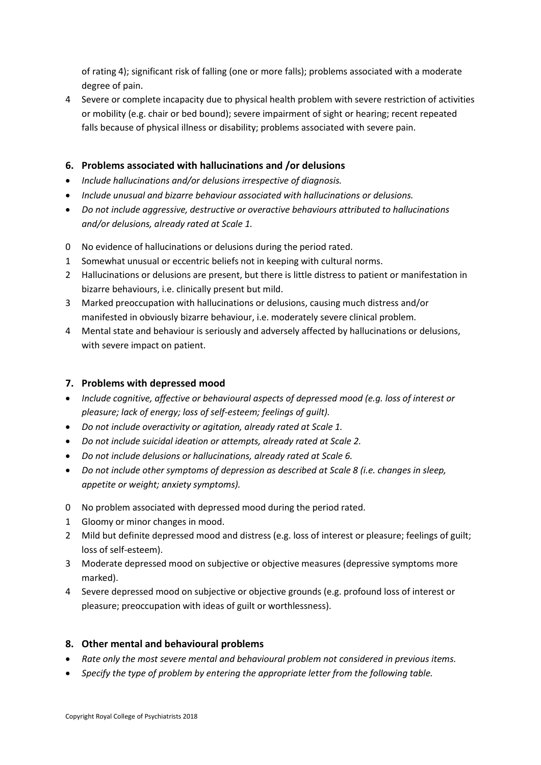of rating 4); significant risk of falling (one or more falls); problems associated with a moderate degree of pain.

4 Severe or complete incapacity due to physical health problem with severe restriction of activities or mobility (e.g. chair or bed bound); severe impairment of sight or hearing; recent repeated falls because of physical illness or disability; problems associated with severe pain.

### 6. Problems associated with hallucinations and /or delusions

- *Include hallucinations and/or delusions irrespective of diagnosis.*
- *Include unusual and bizarre behaviour associated with hallucinations or delusions.*
- *Do not include aggressive, destructive or overactive behaviours attributed to hallucinations and/or delusions, already rated at Scale 1.*

0 No evidence of hallucinations or delusions during the period rated.

1 Somewhat unusual or eccentric beliefs not in keeping with cultural norms.

2 Hallucinations or delusions are present, but there is little distress to patient or manifestation in bizarre behaviours, i.e. clinically present but mild.

3 Marked preoccupation with hallucinations or delusions, causing much distress and/or manifested in obviously bizarre behaviour, i.e. moderately severe clinical problem.

4 Mental state and behaviour is seriously and adversely affected by hallucinations or delusions, with severe impact on patient.

### 7. Problems with depressed mood

- *Include cognitive, affective or behavioural aspects of depressed mood (e.g. loss of interest or pleasure; lack of energy; loss of self-esteem; feelings of guilt).*
- *Do not include overactivity or agitation, already rated at Scale 1.*
- *Do not include suicidal ideation or attempts, already rated at Scale 2.*
- *Do not include delusions or hallucinations, already rated at Scale 6.*
- *Do not include other symptoms of depression as described at Scale 8 (i.e. changes in sleep, appetite or weight; anxiety symptoms).*

0 No problem associated with depressed mood during the period rated.

1 Gloomy or minor changes in mood.

2 Mild but definite depressed mood and distress (e.g. loss of interest or pleasure; feelings of guilt; loss of self-esteem).

3 Moderate depressed mood on subjective or objective measures (depressive symptoms more marked).

4 Severe depressed mood on subjective or objective grounds (e.g. profound loss of interest or pleasure; preoccupation with ideas of guilt or worthlessness).

### 8. Other mental and behavioural problems

- *Rate only the most severe mental and behavioural problem not considered in previous items.*
- *Specify the type of problem by entering the appropriate letter from the following table.*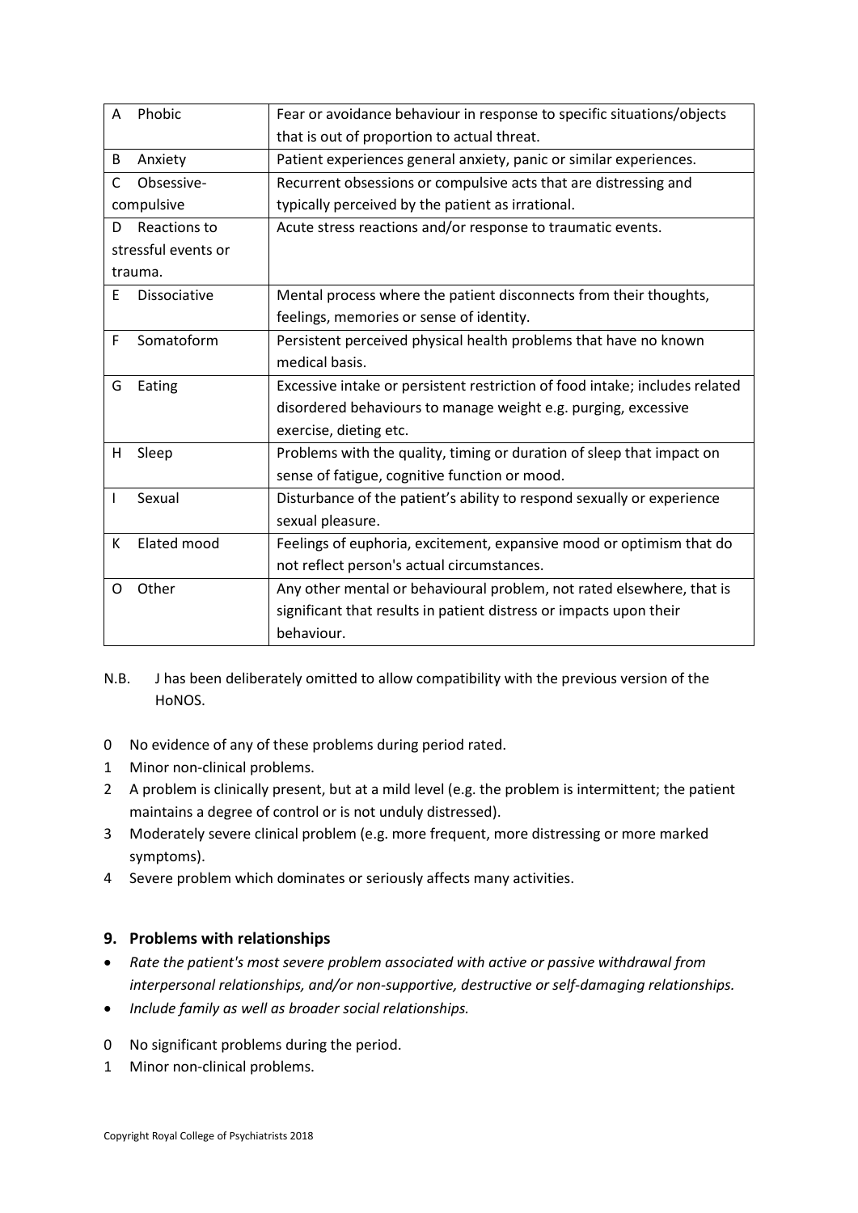| A Phobic | Fear or avoidance behaviour in response to specific situations/objects that is out of proportion to actual threat. |
| --- | --- |
| B Anxiety | Patient experiences general anxiety, panic or similar experiences. |
| C Obsessive-compulsive | Recurrent obsessions or compulsive acts that are distressing and typically perceived by the patient as irrational. |
| D Reactions to stressful events or trauma. | Acute stress reactions and/or response to traumatic events. |
| E Dissociative | Mental process where the patient disconnects from their thoughts, feelings, memories or sense of identity. |
| F Somatoform | Persistent perceived physical health problems that have no known medical basis. |
| G Eating | Excessive intake or persistent restriction of food intake; includes related disordered behaviours to manage weight e.g. purging, excessive exercise, dieting etc. |
| H Sleep | Problems with the quality, timing or duration of sleep that impact on sense of fatigue, cognitive function or mood. |
| I Sexual | Disturbance of the patient's ability to respond sexually or experience sexual pleasure. |
| K Elated mood | Feelings of euphoria, excitement, expansive mood or optimism that do not reflect person's actual circumstances. |
| O Other | Any other mental or behavioural problem, not rated elsewhere, that is significant that results in patient distress or impacts upon their behaviour. |

N.B. J has been deliberately omitted to allow compatibility with the previous version of the HoNOS.

0 No evidence of any of these problems during period rated.
1 Minor non-clinical problems.
2 A problem is clinically present, but at a mild level (e.g. the problem is intermittent; the patient maintains a degree of control or is not unduly distressed).
3 Moderately severe clinical problem (e.g. more frequent, more distressing or more marked symptoms).
4 Severe problem which dominates or seriously affects many activities.

### 9. Problems with relationships

- *Rate the patient's most severe problem associated with active or passive withdrawal from interpersonal relationships, and/or non-supportive, destructive or self-damaging relationships.*
- *Include family as well as broader social relationships.*

0 No significant problems during the period.
1 Minor non-clinical problems.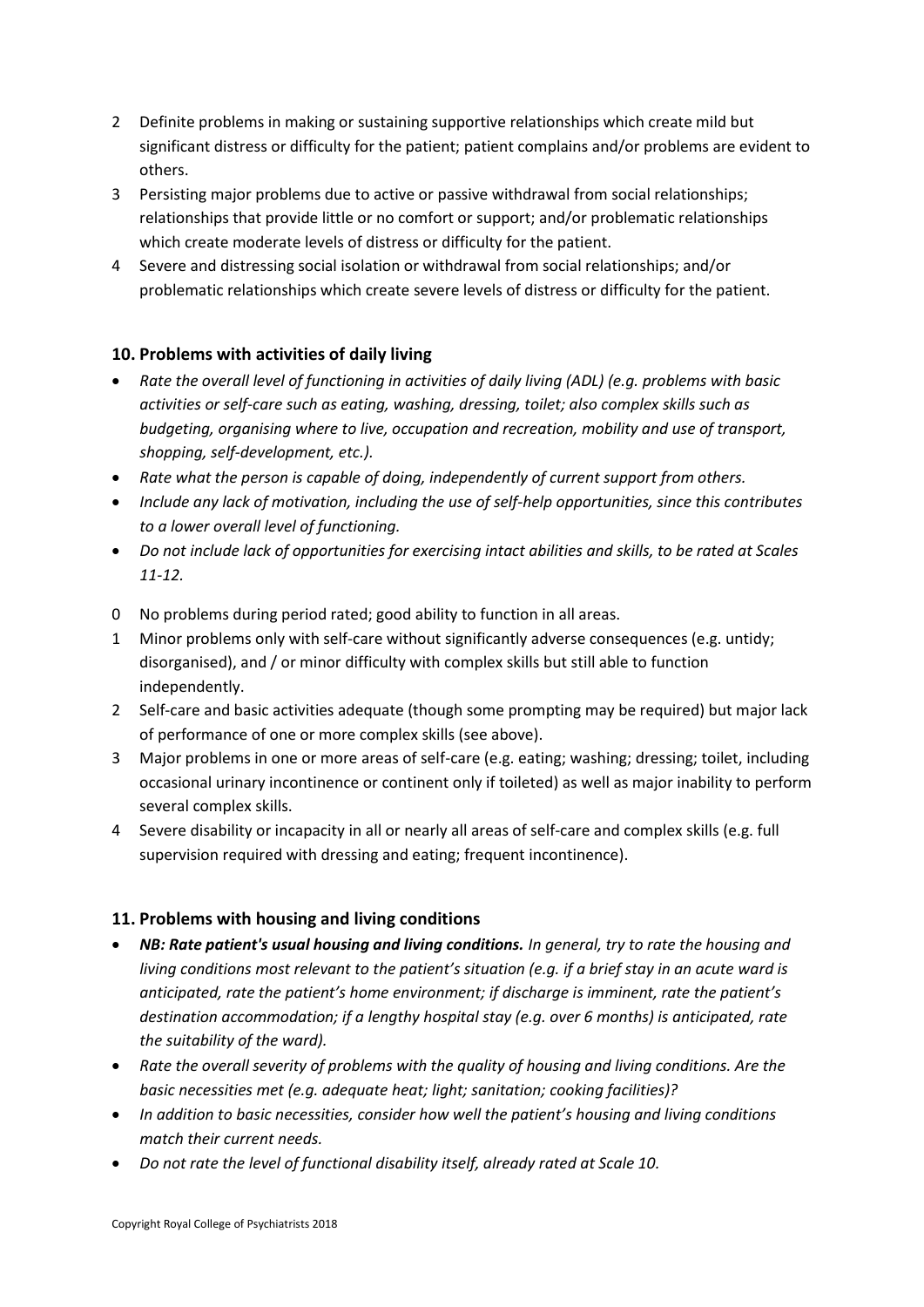2 Definite problems in making or sustaining supportive relationships which create mild but significant distress or difficulty for the patient; patient complains and/or problems are evident to others.

3 Persisting major problems due to active or passive withdrawal from social relationships; relationships that provide little or no comfort or support; and/or problematic relationships which create moderate levels of distress or difficulty for the patient.

4 Severe and distressing social isolation or withdrawal from social relationships; and/or problematic relationships which create severe levels of distress or difficulty for the patient.

### 10. Problems with activities of daily living

- *Rate the overall level of functioning in activities of daily living (ADL) (e.g. problems with basic activities or self-care such as eating, washing, dressing, toilet; also complex skills such as budgeting, organising where to live, occupation and recreation, mobility and use of transport, shopping, self-development, etc.).*
- *Rate what the person is capable of doing, independently of current support from others.*
- *Include any lack of motivation, including the use of self-help opportunities, since this contributes to a lower overall level of functioning.*
- *Do not include lack of opportunities for exercising intact abilities and skills, to be rated at Scales 11-12.*

0 No problems during period rated; good ability to function in all areas.

1 Minor problems only with self-care without significantly adverse consequences (e.g. untidy; disorganised), and / or minor difficulty with complex skills but still able to function independently.

2 Self-care and basic activities adequate (though some prompting may be required) but major lack of performance of one or more complex skills (see above).

3 Major problems in one or more areas of self-care (e.g. eating; washing; dressing; toilet, including occasional urinary incontinence or continent only if toileted) as well as major inability to perform several complex skills.

4 Severe disability or incapacity in all or nearly all areas of self-care and complex skills (e.g. full supervision required with dressing and eating; frequent incontinence).

### 11. Problems with housing and living conditions

- ***NB: Rate patient's usual housing and living conditions.*** *In general, try to rate the housing and living conditions most relevant to the patient's situation (e.g. if a brief stay in an acute ward is anticipated, rate the patient's home environment; if discharge is imminent, rate the patient's destination accommodation; if a lengthy hospital stay (e.g. over 6 months) is anticipated, rate the suitability of the ward).*
- *Rate the overall severity of problems with the quality of housing and living conditions. Are the basic necessities met (e.g. adequate heat; light; sanitation; cooking facilities)?*
- *In addition to basic necessities, consider how well the patient's housing and living conditions match their current needs.*
- *Do not rate the level of functional disability itself, already rated at Scale 10.*

Copyright Royal College of Psychiatrists 2018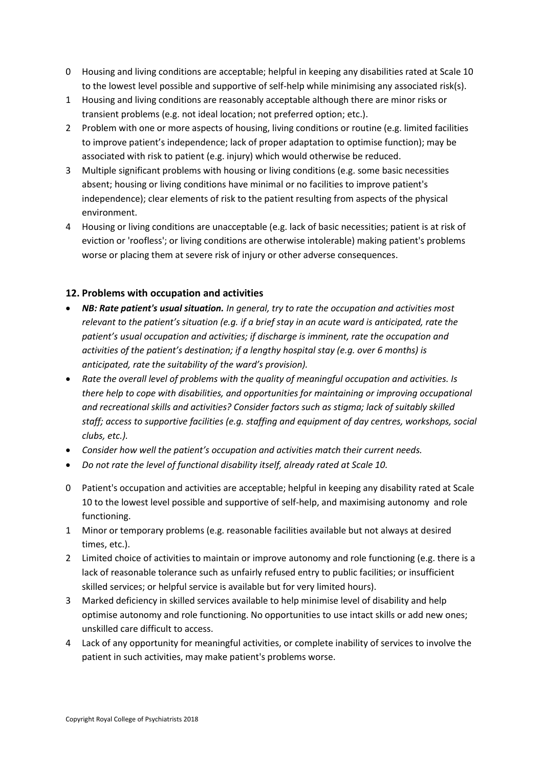0 Housing and living conditions are acceptable; helpful in keeping any disabilities rated at Scale 10 to the lowest level possible and supportive of self-help while minimising any associated risk(s).

1 Housing and living conditions are reasonably acceptable although there are minor risks or transient problems (e.g. not ideal location; not preferred option; etc.).

2 Problem with one or more aspects of housing, living conditions or routine (e.g. limited facilities to improve patient's independence; lack of proper adaptation to optimise function); may be associated with risk to patient (e.g. injury) which would otherwise be reduced.

3 Multiple significant problems with housing or living conditions (e.g. some basic necessities absent; housing or living conditions have minimal or no facilities to improve patient's independence); clear elements of risk to the patient resulting from aspects of the physical environment.

4 Housing or living conditions are unacceptable (e.g. lack of basic necessities; patient is at risk of eviction or 'roofless'; or living conditions are otherwise intolerable) making patient's problems worse or placing them at severe risk of injury or other adverse consequences.

## 12. Problems with occupation and activities

- ***NB: Rate patient's usual situation.*** *In general, try to rate the occupation and activities most relevant to the patient's situation (e.g. if a brief stay in an acute ward is anticipated, rate the patient's usual occupation and activities; if discharge is imminent, rate the occupation and activities of the patient's destination; if a lengthy hospital stay (e.g. over 6 months) is anticipated, rate the suitability of the ward's provision).*
- *Rate the overall level of problems with the quality of meaningful occupation and activities. Is there help to cope with disabilities, and opportunities for maintaining or improving occupational and recreational skills and activities? Consider factors such as stigma; lack of suitably skilled staff; access to supportive facilities (e.g. staffing and equipment of day centres, workshops, social clubs, etc.).*
- *Consider how well the patient's occupation and activities match their current needs.*
- *Do not rate the level of functional disability itself, already rated at Scale 10.*

0 Patient's occupation and activities are acceptable; helpful in keeping any disability rated at Scale 10 to the lowest level possible and supportive of self-help, and maximising autonomy and role functioning.

1 Minor or temporary problems (e.g. reasonable facilities available but not always at desired times, etc.).

2 Limited choice of activities to maintain or improve autonomy and role functioning (e.g. there is a lack of reasonable tolerance such as unfairly refused entry to public facilities; or insufficient skilled services; or helpful service is available but for very limited hours).

3 Marked deficiency in skilled services available to help minimise level of disability and help optimise autonomy and role functioning. No opportunities to use intact skills or add new ones; unskilled care difficult to access.

4 Lack of any opportunity for meaningful activities, or complete inability of services to involve the patient in such activities, may make patient's problems worse.

Copyright Royal College of Psychiatrists 2018